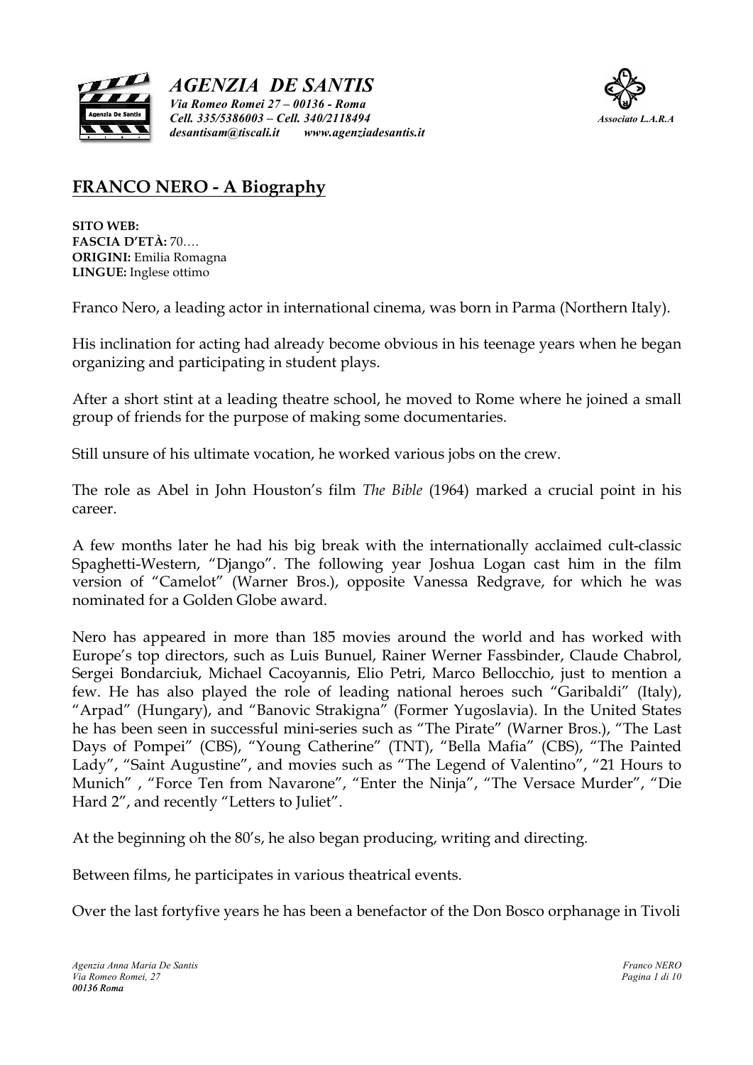**AGENZIA DE SANTIS**
*Via Romeo Romei 27 – 00136 - Roma*
*Cell. 335/5386003 – Cell. 340/2118494*
*desantisam@tiscali.it www.agenziadesantis.it*

*Associato L.A.R.A*

## FRANCO NERO - A Biography

**SITO WEB:**
**FASCIA D'ETÀ:** 70….
**ORIGINI:** Emilia Romagna
**LINGUE:** Inglese ottimo

Franco Nero, a leading actor in international cinema, was born in Parma (Northern Italy).

His inclination for acting had already become obvious in his teenage years when he began organizing and participating in student plays.

After a short stint at a leading theatre school, he moved to Rome where he joined a small group of friends for the purpose of making some documentaries.

Still unsure of his ultimate vocation, he worked various jobs on the crew.

The role as Abel in John Houston's film *The Bible* (1964) marked a crucial point in his career.

A few months later he had his big break with the internationally acclaimed cult-classic Spaghetti-Western, "Django". The following year Joshua Logan cast him in the film version of "Camelot" (Warner Bros.), opposite Vanessa Redgrave, for which he was nominated for a Golden Globe award.

Nero has appeared in more than 185 movies around the world and has worked with Europe's top directors, such as Luis Bunuel, Rainer Werner Fassbinder, Claude Chabrol, Sergei Bondarciuk, Michael Cacoyannis, Elio Petri, Marco Bellocchio, just to mention a few. He has also played the role of leading national heroes such "Garibaldi" (Italy), "Arpad" (Hungary), and "Banovic Strakigna" (Former Yugoslavia). In the United States he has been seen in successful mini-series such as "The Pirate" (Warner Bros.), "The Last Days of Pompei" (CBS), "Young Catherine" (TNT), "Bella Mafia" (CBS), "The Painted Lady", "Saint Augustine", and movies such as "The Legend of Valentino", "21 Hours to Munich" , "Force Ten from Navarone", "Enter the Ninja", "The Versace Murder", "Die Hard 2", and recently "Letters to Juliet".

At the beginning oh the 80's, he also began producing, writing and directing.

Between films, he participates in various theatrical events.

Over the last fortyfive years he has been a benefactor of the Don Bosco orphanage in Tivoli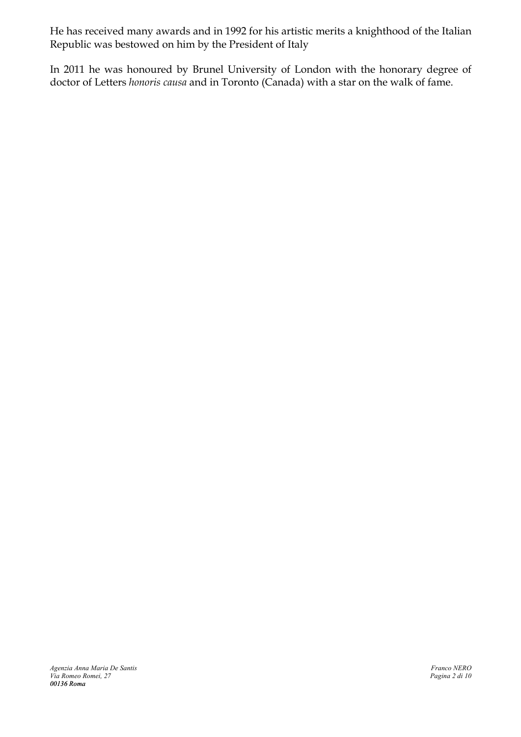He has received many awards and in 1992 for his artistic merits a knighthood of the Italian Republic was bestowed on him by the President of Italy

In 2011 he was honoured by Brunel University of London with the honorary degree of doctor of Letters *honoris causa* and in Toronto (Canada) with a star on the walk of fame.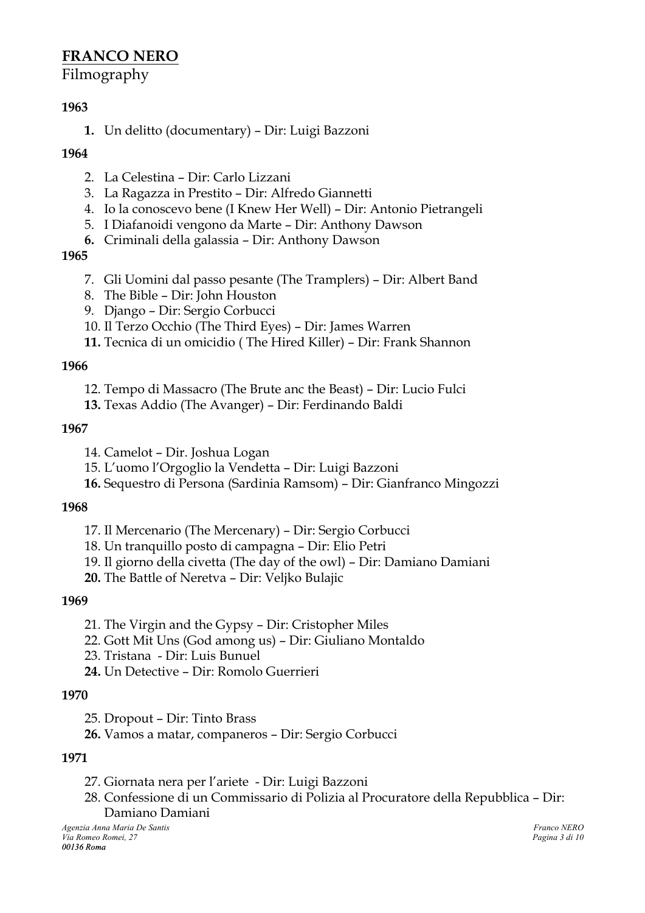# FRANCO NERO

Filmography

**1963**

1. Un delitto (documentary) – Dir: Luigi Bazzoni

**1964**

2. La Celestina – Dir: Carlo Lizzani
3. La Ragazza in Prestito – Dir: Alfredo Giannetti
4. Io la conoscevo bene (I Knew Her Well) – Dir: Antonio Pietrangeli
5. I Diafanoidi vengono da Marte – Dir: Anthony Dawson
6. Criminali della galassia – Dir: Anthony Dawson

**1965**

7. Gli Uomini dal passo pesante (The Tramplers) – Dir: Albert Band
8. The Bible – Dir: John Houston
9. Django – Dir: Sergio Corbucci
10. Il Terzo Occhio (The Third Eyes) – Dir: James Warren
11. Tecnica di un omicidio ( The Hired Killer) – Dir: Frank Shannon

**1966**

12. Tempo di Massacro (The Brute anc the Beast) – Dir: Lucio Fulci
13. Texas Addio (The Avanger) – Dir: Ferdinando Baldi

**1967**

14. Camelot – Dir. Joshua Logan
15. L'uomo l'Orgoglio la Vendetta – Dir: Luigi Bazzoni
16. Sequestro di Persona (Sardinia Ramsom) – Dir: Gianfranco Mingozzi

**1968**

17. Il Mercenario (The Mercenary) – Dir: Sergio Corbucci
18. Un tranquillo posto di campagna – Dir: Elio Petri
19. Il giorno della civetta (The day of the owl) – Dir: Damiano Damiani
20. The Battle of Neretva – Dir: Veljko Bulajic

**1969**

21. The Virgin and the Gypsy – Dir: Cristopher Miles
22. Gott Mit Uns (God among us) – Dir: Giuliano Montaldo
23. Tristana - Dir: Luis Bunuel
24. Un Detective – Dir: Romolo Guerrieri

**1970**

25. Dropout – Dir: Tinto Brass
26. Vamos a matar, companeros – Dir: Sergio Corbucci

**1971**

27. Giornata nera per l'ariete - Dir: Luigi Bazzoni
28. Confessione di un Commissario di Polizia al Procuratore della Repubblica – Dir: Damiano Damiani

*Agenzia Anna Maria De Santis*
*Via Romeo Romei, 27*
***00136 Roma***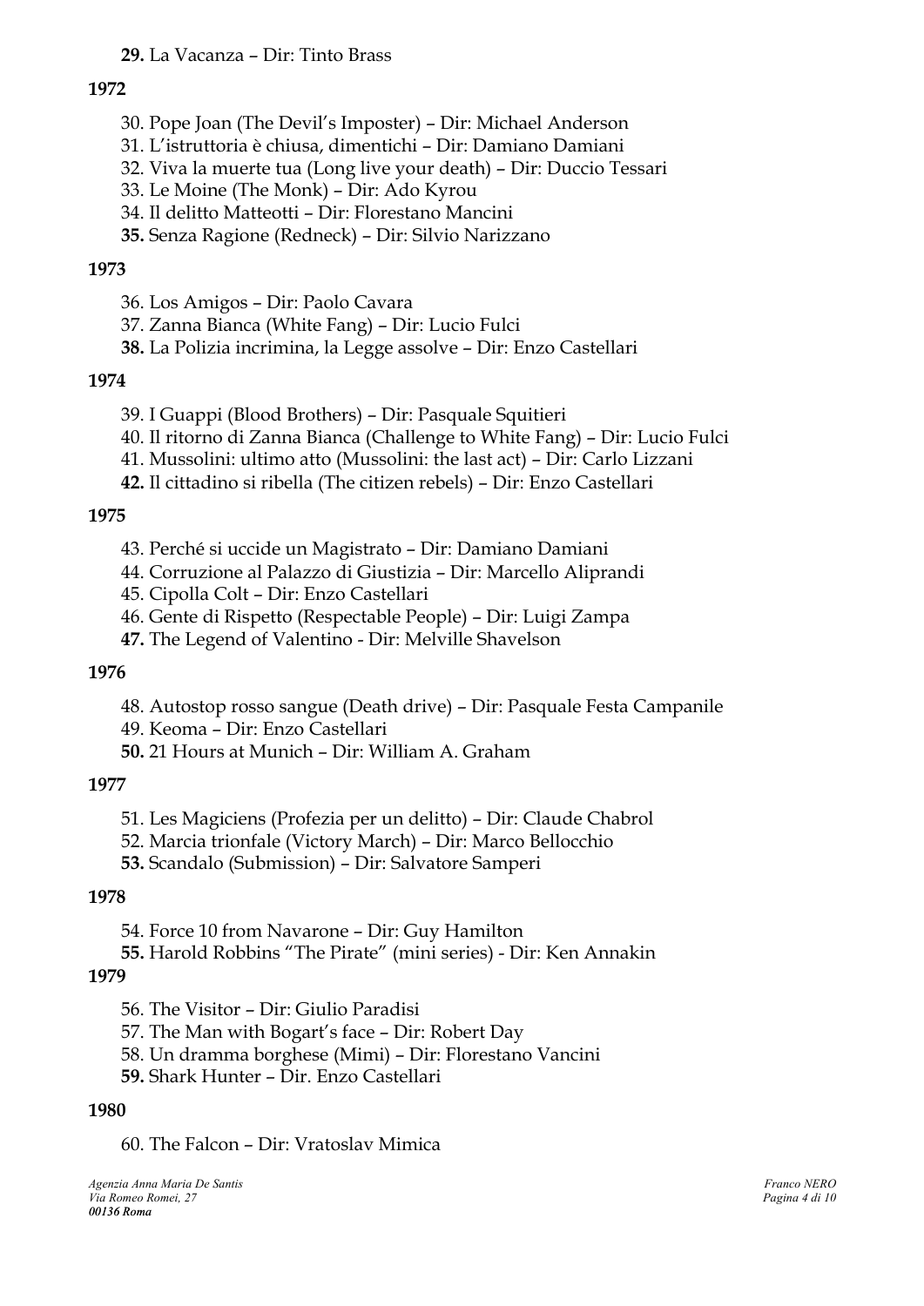**29.** La Vacanza – Dir: Tinto Brass

**1972**

30. Pope Joan (The Devil's Imposter) – Dir: Michael Anderson
31. L'istruttoria è chiusa, dimentichi – Dir: Damiano Damiani
32. Viva la muerte tua (Long live your death) – Dir: Duccio Tessari
33. Le Moine (The Monk) – Dir: Ado Kyrou
34. Il delitto Matteotti – Dir: Florestano Mancini
**35.** Senza Ragione (Redneck) – Dir: Silvio Narizzano

**1973**

36. Los Amigos – Dir: Paolo Cavara
37. Zanna Bianca (White Fang) – Dir: Lucio Fulci
**38.** La Polizia incrimina, la Legge assolve – Dir: Enzo Castellari

**1974**

39. I Guappi (Blood Brothers) – Dir: Pasquale Squitieri
40. Il ritorno di Zanna Bianca (Challenge to White Fang) – Dir: Lucio Fulci
41. Mussolini: ultimo atto (Mussolini: the last act) – Dir: Carlo Lizzani
**42.** Il cittadino si ribella (The citizen rebels) – Dir: Enzo Castellari

**1975**

43. Perché si uccide un Magistrato – Dir: Damiano Damiani
44. Corruzione al Palazzo di Giustizia – Dir: Marcello Aliprandi
45. Cipolla Colt – Dir: Enzo Castellari
46. Gente di Rispetto (Respectable People) – Dir: Luigi Zampa
**47.** The Legend of Valentino - Dir: Melville Shavelson

**1976**

48. Autostop rosso sangue (Death drive) – Dir: Pasquale Festa Campanile
49. Keoma – Dir: Enzo Castellari
**50.** 21 Hours at Munich – Dir: William A. Graham

**1977**

51. Les Magiciens (Profezia per un delitto) – Dir: Claude Chabrol
52. Marcia trionfale (Victory March) – Dir: Marco Bellocchio
**53.** Scandalo (Submission) – Dir: Salvatore Samperi

**1978**

54. Force 10 from Navarone – Dir: Guy Hamilton
**55.** Harold Robbins "The Pirate" (mini series) - Dir: Ken Annakin

**1979**

56. The Visitor – Dir: Giulio Paradisi
57. The Man with Bogart's face – Dir: Robert Day
58. Un dramma borghese (Mimi) – Dir: Florestano Vancini
**59.** Shark Hunter – Dir. Enzo Castellari

**1980**

60. The Falcon – Dir: Vratoslav Mimica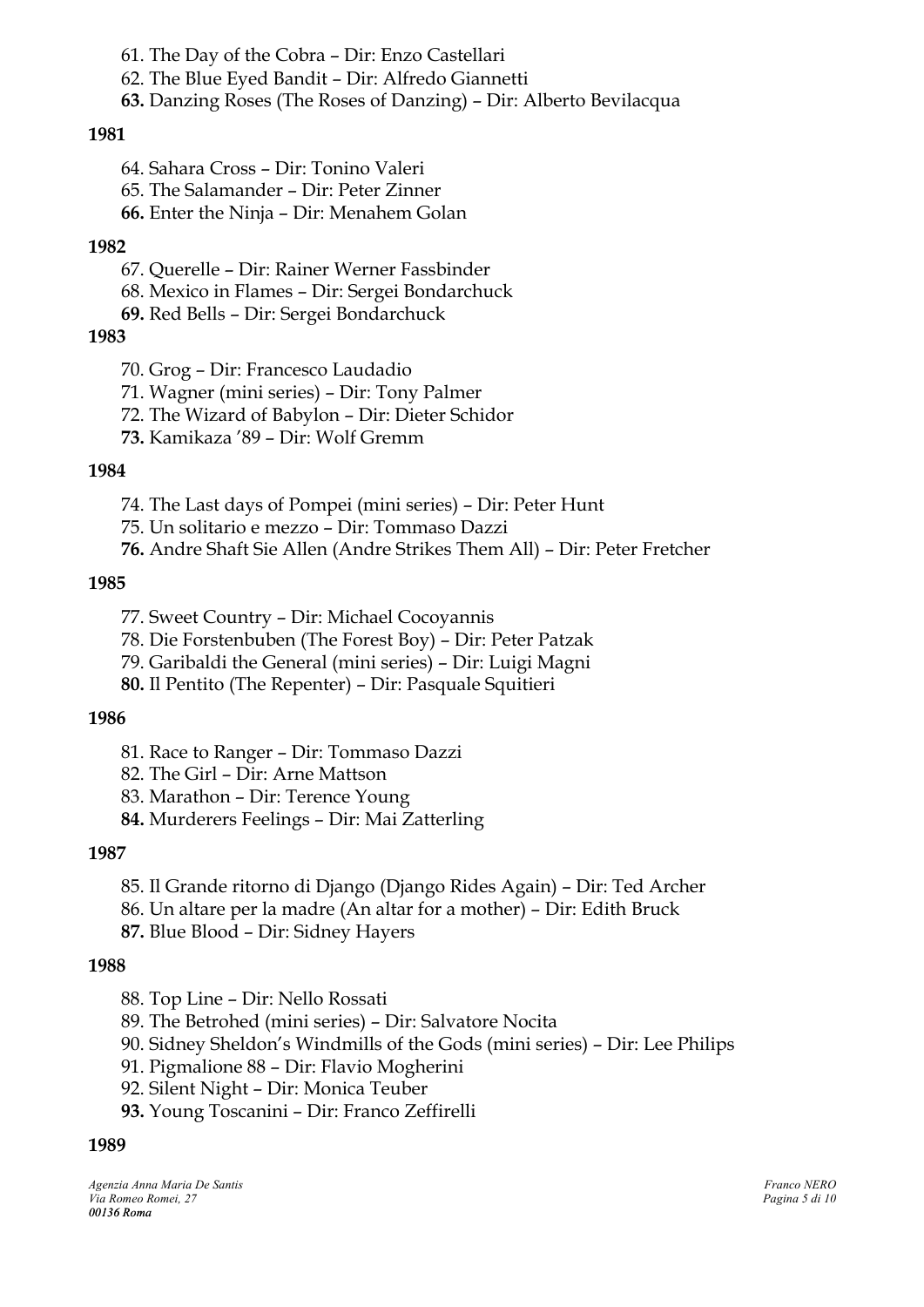61. The Day of the Cobra – Dir: Enzo Castellari
62. The Blue Eyed Bandit – Dir: Alfredo Giannetti
63. Danzing Roses (The Roses of Danzing) – Dir: Alberto Bevilacqua

**1981**

64. Sahara Cross – Dir: Tonino Valeri
65. The Salamander – Dir: Peter Zinner
66. Enter the Ninja – Dir: Menahem Golan

**1982**

67. Querelle – Dir: Rainer Werner Fassbinder
68. Mexico in Flames – Dir: Sergei Bondarchuck
69. Red Bells – Dir: Sergei Bondarchuck

**1983**

70. Grog – Dir: Francesco Laudadio
71. Wagner (mini series) – Dir: Tony Palmer
72. The Wizard of Babylon – Dir: Dieter Schidor
73. Kamikaza '89 – Dir: Wolf Gremm

**1984**

74. The Last days of Pompei (mini series) – Dir: Peter Hunt
75. Un solitario e mezzo – Dir: Tommaso Dazzi
76. Andre Shaft Sie Allen (Andre Strikes Them All) – Dir: Peter Fretcher

**1985**

77. Sweet Country – Dir: Michael Cocoyannis
78. Die Forstenbuben (The Forest Boy) – Dir: Peter Patzak
79. Garibaldi the General (mini series) – Dir: Luigi Magni
80. Il Pentito (The Repenter) – Dir: Pasquale Squitieri

**1986**

81. Race to Ranger – Dir: Tommaso Dazzi
82. The Girl – Dir: Arne Mattson
83. Marathon – Dir: Terence Young
84. Murderers Feelings – Dir: Mai Zatterling

**1987**

85. Il Grande ritorno di Django (Django Rides Again) – Dir: Ted Archer
86. Un altare per la madre (An altar for a mother) – Dir: Edith Bruck
87. Blue Blood – Dir: Sidney Hayers

**1988**

88. Top Line – Dir: Nello Rossati
89. The Betrohed (mini series) – Dir: Salvatore Nocita
90. Sidney Sheldon's Windmills of the Gods (mini series) – Dir: Lee Philips
91. Pigmalione 88 – Dir: Flavio Mogherini
92. Silent Night – Dir: Monica Teuber
93. Young Toscanini – Dir: Franco Zeffirelli

**1989**

*Agenzia Anna Maria De Santis*
*Via Romeo Romei, 27*
***00136 Roma***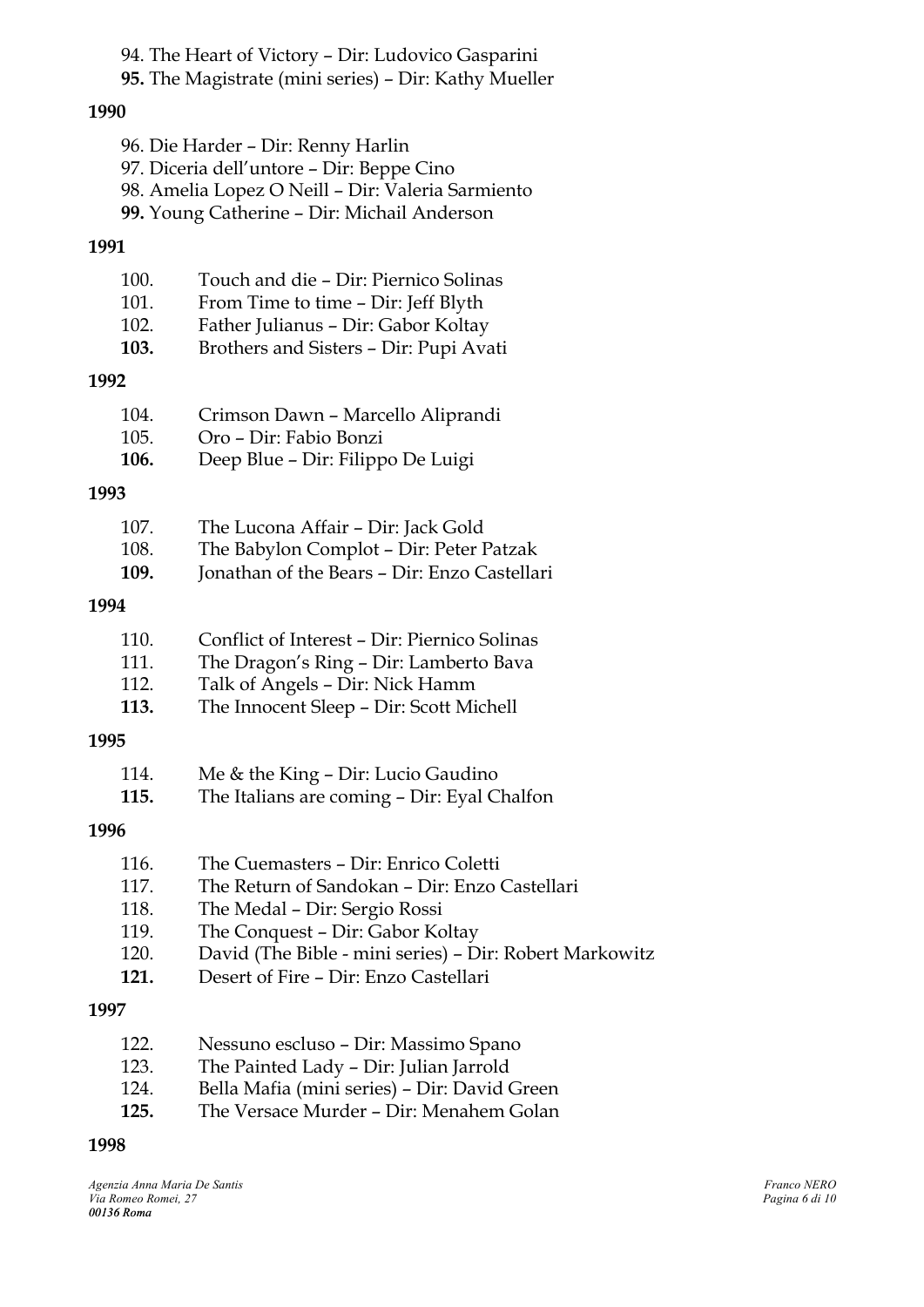94. The Heart of Victory – Dir: Ludovico Gasparini
**95.** The Magistrate (mini series) – Dir: Kathy Mueller

**1990**

96. Die Harder – Dir: Renny Harlin
97. Diceria dell'untore – Dir: Beppe Cino
98. Amelia Lopez O Neill – Dir: Valeria Sarmiento
**99.** Young Catherine – Dir: Michail Anderson

**1991**

100. Touch and die – Dir: Piernico Solinas
101. From Time to time – Dir: Jeff Blyth
102. Father Julianus – Dir: Gabor Koltay
**103.** Brothers and Sisters – Dir: Pupi Avati

**1992**

104. Crimson Dawn – Marcello Aliprandi
105. Oro – Dir: Fabio Bonzi
**106.** Deep Blue – Dir: Filippo De Luigi

**1993**

107. The Lucona Affair – Dir: Jack Gold
108. The Babylon Complot – Dir: Peter Patzak
**109.** Jonathan of the Bears – Dir: Enzo Castellari

**1994**

110. Conflict of Interest – Dir: Piernico Solinas
111. The Dragon's Ring – Dir: Lamberto Bava
112. Talk of Angels – Dir: Nick Hamm
**113.** The Innocent Sleep – Dir: Scott Michell

**1995**

114. Me & the King – Dir: Lucio Gaudino
**115.** The Italians are coming – Dir: Eyal Chalfon

**1996**

116. The Cuemasters – Dir: Enrico Coletti
117. The Return of Sandokan – Dir: Enzo Castellari
118. The Medal – Dir: Sergio Rossi
119. The Conquest – Dir: Gabor Koltay
120. David (The Bible - mini series) – Dir: Robert Markowitz
**121.** Desert of Fire – Dir: Enzo Castellari

**1997**

122. Nessuno escluso – Dir: Massimo Spano
123. The Painted Lady – Dir: Julian Jarrold
124. Bella Mafia (mini series) – Dir: David Green
**125.** The Versace Murder – Dir: Menahem Golan

**1998**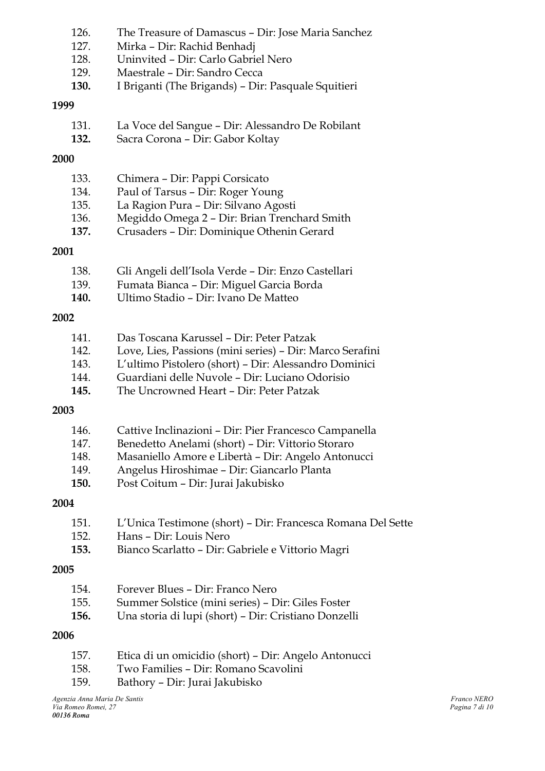126. The Treasure of Damascus – Dir: Jose Maria Sanchez
127. Mirka – Dir: Rachid Benhadj
128. Uninvited – Dir: Carlo Gabriel Nero
129. Maestrale – Dir: Sandro Cecca
**130.** I Briganti (The Brigands) – Dir: Pasquale Squitieri

**1999**

131. La Voce del Sangue – Dir: Alessandro De Robilant
**132.** Sacra Corona – Dir: Gabor Koltay

**2000**

133. Chimera – Dir: Pappi Corsicato
134. Paul of Tarsus – Dir: Roger Young
135. La Ragion Pura – Dir: Silvano Agosti
136. Megiddo Omega 2 – Dir: Brian Trenchard Smith
**137.** Crusaders – Dir: Dominique Othenin Gerard

**2001**

138. Gli Angeli dell'Isola Verde – Dir: Enzo Castellari
139. Fumata Bianca – Dir: Miguel Garcia Borda
**140.** Ultimo Stadio – Dir: Ivano De Matteo

**2002**

141. Das Toscana Karussel – Dir: Peter Patzak
142. Love, Lies, Passions (mini series) – Dir: Marco Serafini
143. L'ultimo Pistolero (short) – Dir: Alessandro Dominici
144. Guardiani delle Nuvole – Dir: Luciano Odorisio
**145.** The Uncrowned Heart – Dir: Peter Patzak

**2003**

146. Cattive Inclinazioni – Dir: Pier Francesco Campanella
147. Benedetto Anelami (short) – Dir: Vittorio Storaro
148. Masaniello Amore e Libertà – Dir: Angelo Antonucci
149. Angelus Hiroshimae – Dir: Giancarlo Planta
**150.** Post Coitum – Dir: Jurai Jakubisko

**2004**

151. L'Unica Testimone (short) – Dir: Francesca Romana Del Sette
152. Hans – Dir: Louis Nero
**153.** Bianco Scarlatto – Dir: Gabriele e Vittorio Magri

**2005**

154. Forever Blues – Dir: Franco Nero
155. Summer Solstice (mini series) – Dir: Giles Foster
**156.** Una storia di lupi (short) – Dir: Cristiano Donzelli

**2006**

157. Etica di un omicidio (short) – Dir: Angelo Antonucci
158. Two Families – Dir: Romano Scavolini
159. Bathory – Dir: Jurai Jakubisko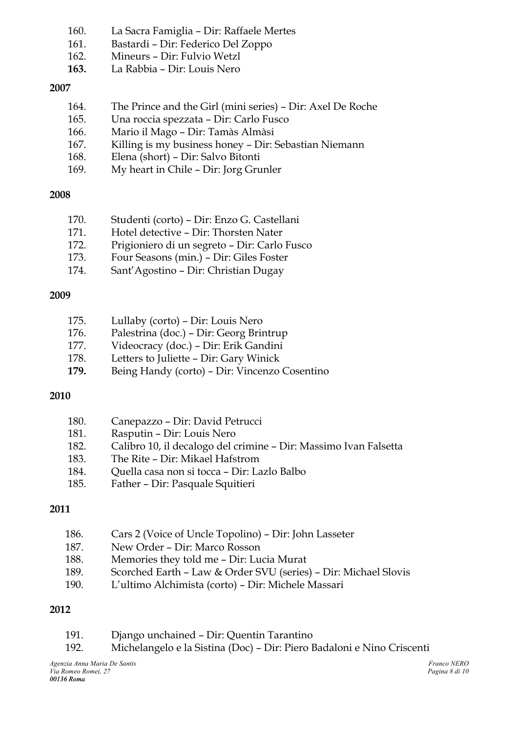160. La Sacra Famiglia – Dir: Raffaele Mertes
161. Bastardi – Dir: Federico Del Zoppo
162. Mineurs – Dir: Fulvio Wetzl
**163.** La Rabbia – Dir: Louis Nero

**2007**

164. The Prince and the Girl (mini series) – Dir: Axel De Roche
165. Una roccia spezzata – Dir: Carlo Fusco
166. Mario il Mago – Dir: Tamàs Almàsi
167. Killing is my business honey – Dir: Sebastian Niemann
168. Elena (short) – Dir: Salvo Bitonti
169. My heart in Chile – Dir: Jorg Grunler

**2008**

170. Studenti (corto) – Dir: Enzo G. Castellani
171. Hotel detective – Dir: Thorsten Nater
172. Prigioniero di un segreto – Dir: Carlo Fusco
173. Four Seasons (min.) – Dir: Giles Foster
174. Sant'Agostino – Dir: Christian Dugay

**2009**

175. Lullaby (corto) – Dir: Louis Nero
176. Palestrina (doc.) – Dir: Georg Brintrup
177. Videocracy (doc.) – Dir: Erik Gandini
178. Letters to Juliette – Dir: Gary Winick
**179.** Being Handy (corto) – Dir: Vincenzo Cosentino

**2010**

180. Canepazzo – Dir: David Petrucci
181. Rasputin – Dir: Louis Nero
182. Calibro 10, il decalogo del crimine – Dir: Massimo Ivan Falsetta
183. The Rite – Dir: Mikael Hafstrom
184. Quella casa non si tocca – Dir: Lazlo Balbo
185. Father – Dir: Pasquale Squitieri

**2011**

186. Cars 2 (Voice of Uncle Topolino) – Dir: John Lasseter
187. New Order – Dir: Marco Rosson
188. Memories they told me – Dir: Lucia Murat
189. Scorched Earth – Law & Order SVU (series) – Dir: Michael Slovis
190. L'ultimo Alchimista (corto) – Dir: Michele Massari

**2012**

191. Django unchained – Dir: Quentin Tarantino
192. Michelangelo e la Sistina (Doc) – Dir: Piero Badaloni e Nino Criscenti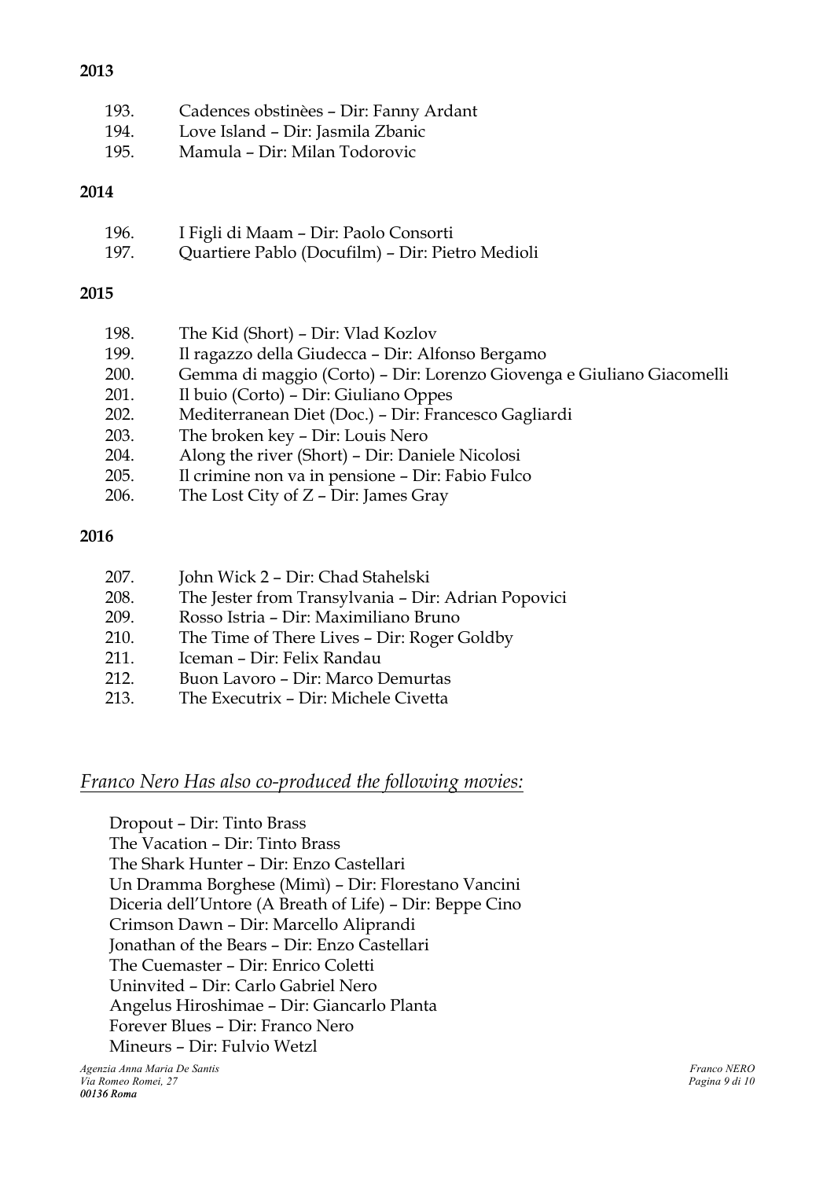**2013**

193. Cadences obstinèes – Dir: Fanny Ardant
194. Love Island – Dir: Jasmila Zbanic
195. Mamula – Dir: Milan Todorovic

**2014**

196. I Figli di Maam – Dir: Paolo Consorti
197. Quartiere Pablo (Docufilm) – Dir: Pietro Medioli

**2015**

198. The Kid (Short) – Dir: Vlad Kozlov
199. Il ragazzo della Giudecca – Dir: Alfonso Bergamo
200. Gemma di maggio (Corto) – Dir: Lorenzo Giovenga e Giuliano Giacomelli
201. Il buio (Corto) – Dir: Giuliano Oppes
202. Mediterranean Diet (Doc.) – Dir: Francesco Gagliardi
203. The broken key – Dir: Louis Nero
204. Along the river (Short) – Dir: Daniele Nicolosi
205. Il crimine non va in pensione – Dir: Fabio Fulco
206. The Lost City of Z – Dir: James Gray

**2016**

207. John Wick 2 – Dir: Chad Stahelski
208. The Jester from Transylvania – Dir: Adrian Popovici
209. Rosso Istria – Dir: Maximiliano Bruno
210. The Time of There Lives – Dir: Roger Goldby
211. Iceman – Dir: Felix Randau
212. Buon Lavoro – Dir: Marco Demurtas
213. The Executrix – Dir: Michele Civetta

## *Franco Nero Has also co-produced the following movies:*

Dropout – Dir: Tinto Brass
The Vacation – Dir: Tinto Brass
The Shark Hunter – Dir: Enzo Castellari
Un Dramma Borghese (Mimì) – Dir: Florestano Vancini
Diceria dell'Untore (A Breath of Life) – Dir: Beppe Cino
Crimson Dawn – Dir: Marcello Aliprandi
Jonathan of the Bears – Dir: Enzo Castellari
The Cuemaster – Dir: Enrico Coletti
Uninvited – Dir: Carlo Gabriel Nero
Angelus Hiroshimae – Dir: Giancarlo Planta
Forever Blues – Dir: Franco Nero
Mineurs – Dir: Fulvio Wetzl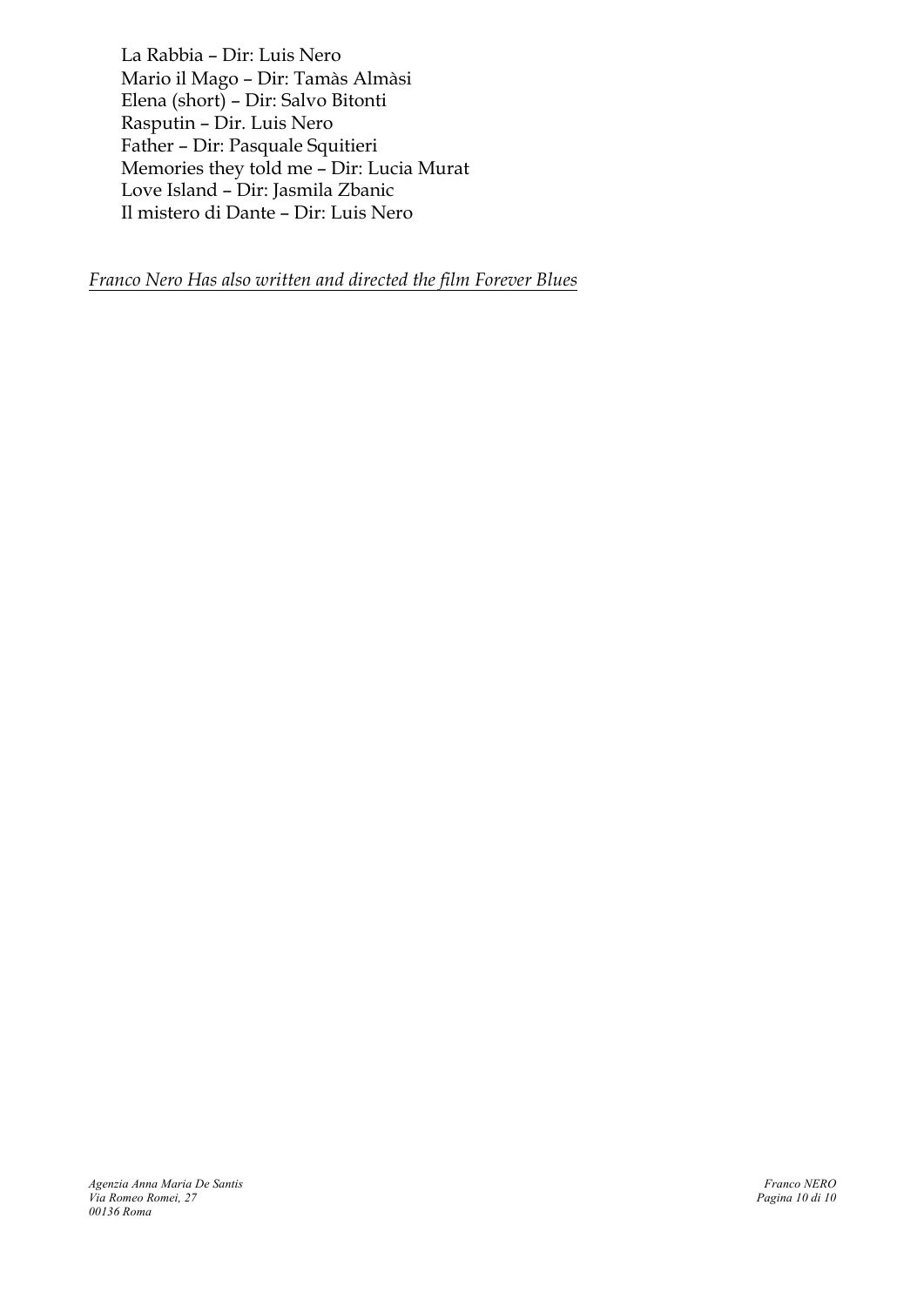La Rabbia – Dir: Luis Nero
Mario il Mago – Dir: Tamàs Almàsi
Elena (short) – Dir: Salvo Bitonti
Rasputin – Dir. Luis Nero
Father – Dir: Pasquale Squitieri
Memories they told me – Dir: Lucia Murat
Love Island – Dir: Jasmila Zbanic
Il mistero di Dante – Dir: Luis Nero

*Franco Nero Has also written and directed the film Forever Blues*